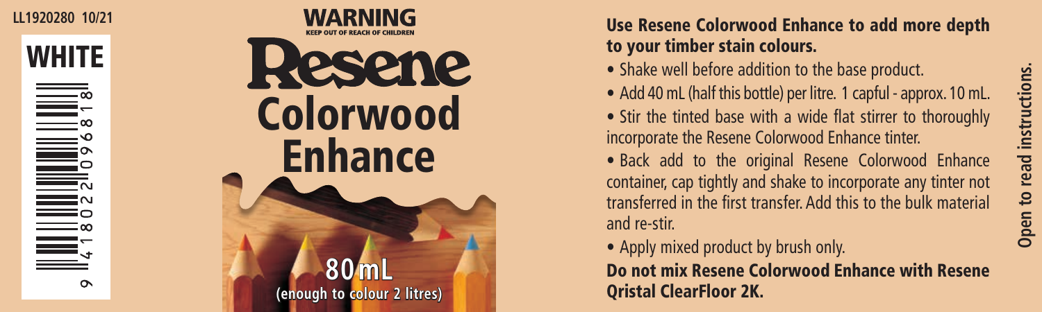LL1920280 10/21

**WHITE**

9 418022 096818

**WARNING**

KEEP OUT OF REACH OF CHILDREN

# Resene

# Colorwood Enhance

**80 mL**

**(enough to colour 2 litres)**

**Use Resene Colorwood Enhance to add more depth to your timber stain colours.**

- Shake well before addition to the base product.
- Add 40 mL (half this bottle) per litre. 1 capful - approx. 10 mL.
- Stir the tinted base with a wide flat stirrer to thoroughly incorporate the Resene Colorwood Enhance tinter.
- Back add to the original Resene Colorwood Enhance container, cap tightly and shake to incorporate any tinter not transferred in the first transfer. Add this to the bulk material and re-stir.
- Apply mixed product by brush only.

**Do not mix Resene Colorwood Enhance with Resene Qristal ClearFloor 2K.**

**Open to read instructions.**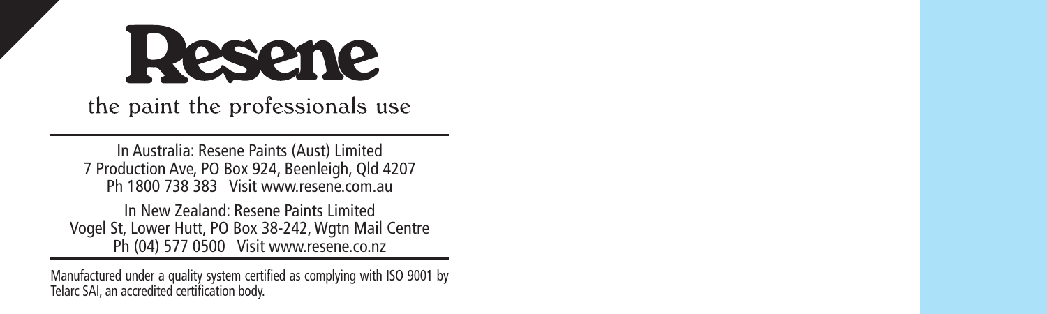# Resene

the paint the professionals use

---

In Australia: Resene Paints (Aust) Limited
7 Production Ave, PO Box 924, Beenleigh, Qld 4207
Ph 1800 738 383 Visit www.resene.com.au

In New Zealand: Resene Paints Limited
Vogel St, Lower Hutt, PO Box 38-242, Wgtn Mail Centre
Ph (04) 577 0500 Visit www.resene.co.nz

---

Manufactured under a quality system certified as complying with ISO 9001 by Telarc SAI, an accredited certification body.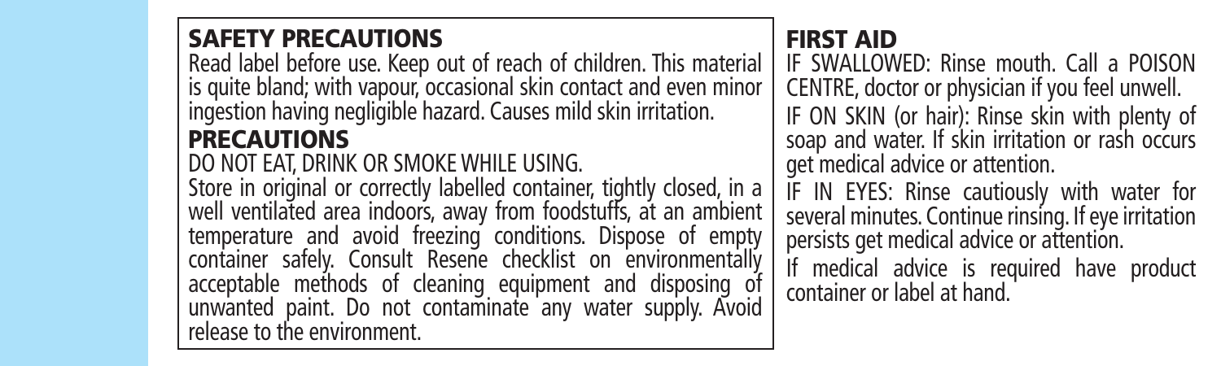## SAFETY PRECAUTIONS

Read label before use. Keep out of reach of children. This material is quite bland; with vapour, occasional skin contact and even minor ingestion having negligible hazard. Causes mild skin irritation.

## PRECAUTIONS

DO NOT EAT, DRINK OR SMOKE WHILE USING.

Store in original or correctly labelled container, tightly closed, in a well ventilated area indoors, away from foodstuffs, at an ambient temperature and avoid freezing conditions. Dispose of empty container safely. Consult Resene checklist on environmentally acceptable methods of cleaning equipment and disposing of unwanted paint. Do not contaminate any water supply. Avoid release to the environment.

## FIRST AID

IF SWALLOWED: Rinse mouth. Call a POISON CENTRE, doctor or physician if you feel unwell.

IF ON SKIN (or hair): Rinse skin with plenty of soap and water. If skin irritation or rash occurs get medical advice or attention.

IF IN EYES: Rinse cautiously with water for several minutes. Continue rinsing. If eye irritation persists get medical advice or attention.

If medical advice is required have product container or label at hand.